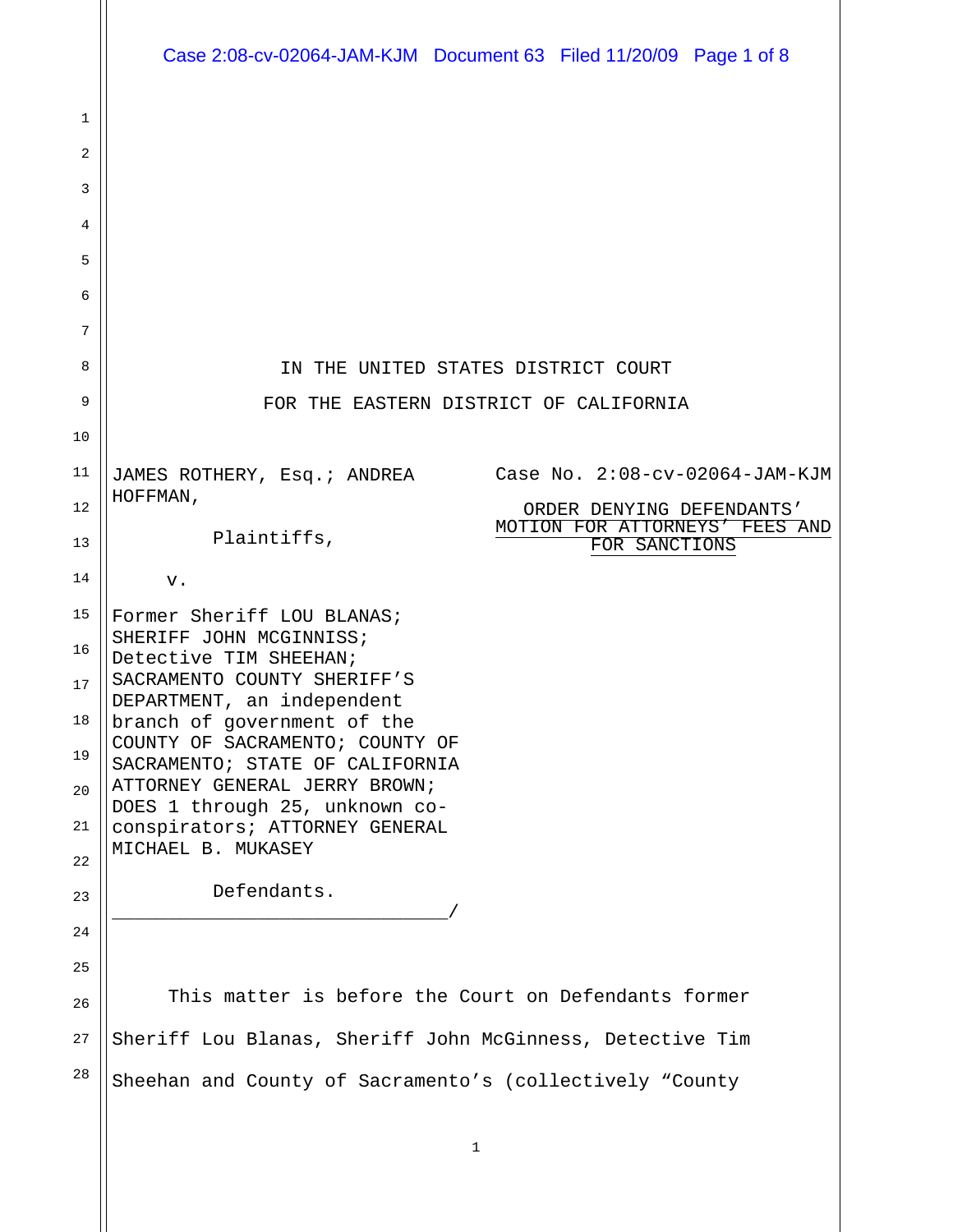IN THE UNITED STATES DISTRICT COURT

FOR THE EASTERN DISTRICT OF CALIFORNIA

JAMES ROTHERY, Esq.; ANDREA HOFFMAN,

Plaintiffs,

v.

Former Sheriff LOU BLANAS; SHERIFF JOHN MCGINNISS; Detective TIM SHEEHAN; SACRAMENTO COUNTY SHERIFF'S DEPARTMENT, an independent branch of government of the COUNTY OF SACRAMENTO; COUNTY OF SACRAMENTO; STATE OF CALIFORNIA ATTORNEY GENERAL JERRY BROWN; DOES 1 through 25, unknown co-conspirators; ATTORNEY GENERAL MICHAEL B. MUKASEY

Defendants.

Case No. 2:08-cv-02064-JAM-KJM

ORDER DENYING DEFENDANTS' MOTION FOR ATTORNEYS' FEES AND FOR SANCTIONS

This matter is before the Court on Defendants former Sheriff Lou Blanas, Sheriff John McGinness, Detective Tim Sheehan and County of Sacramento's (collectively "County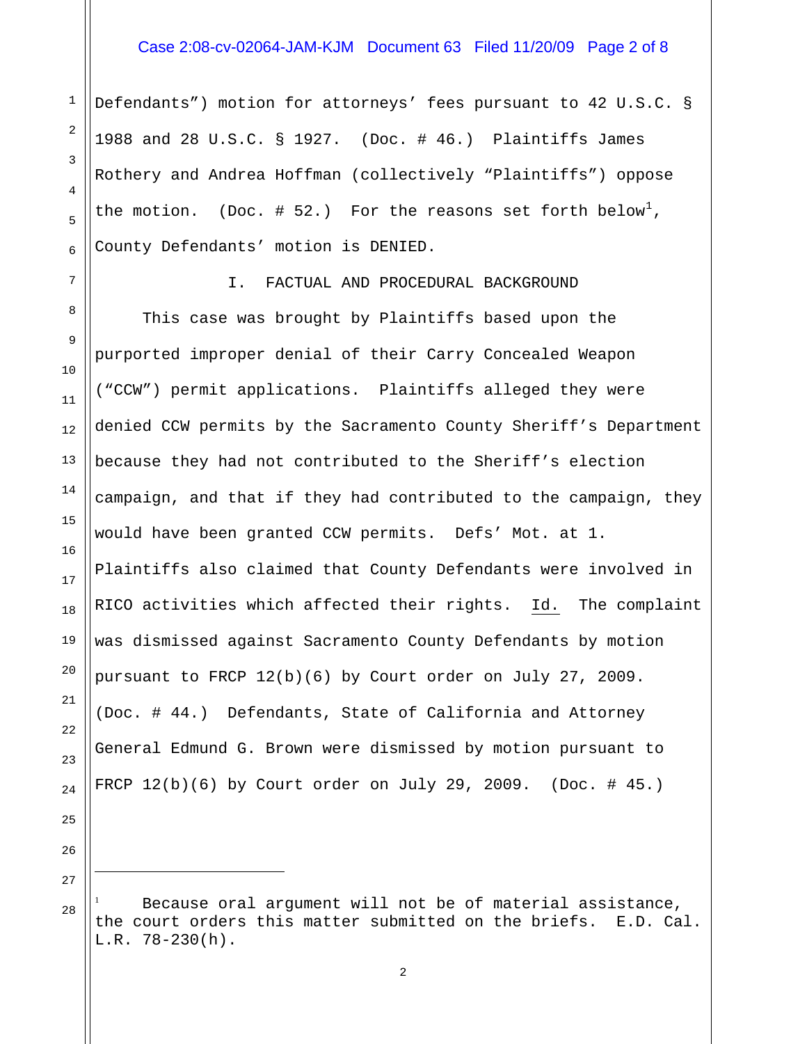Defendants") motion for attorneys' fees pursuant to 42 U.S.C. § 1988 and 28 U.S.C. § 1927. (Doc. # 46.) Plaintiffs James Rothery and Andrea Hoffman (collectively "Plaintiffs") oppose the motion. (Doc. # 52.) For the reasons set forth below[1], County Defendants' motion is DENIED.

## I. FACTUAL AND PROCEDURAL BACKGROUND

This case was brought by Plaintiffs based upon the purported improper denial of their Carry Concealed Weapon ("CCW") permit applications. Plaintiffs alleged they were denied CCW permits by the Sacramento County Sheriff's Department because they had not contributed to the Sheriff's election campaign, and that if they had contributed to the campaign, they would have been granted CCW permits. Defs' Mot. at 1. Plaintiffs also claimed that County Defendants were involved in RICO activities which affected their rights. Id. The complaint was dismissed against Sacramento County Defendants by motion pursuant to FRCP 12(b)(6) by Court order on July 27, 2009. (Doc. # 44.) Defendants, State of California and Attorney General Edmund G. Brown were dismissed by motion pursuant to FRCP 12(b)(6) by Court order on July 29, 2009. (Doc. # 45.)

---

[1] Because oral argument will not be of material assistance, the court orders this matter submitted on the briefs. E.D. Cal. L.R. 78-230(h).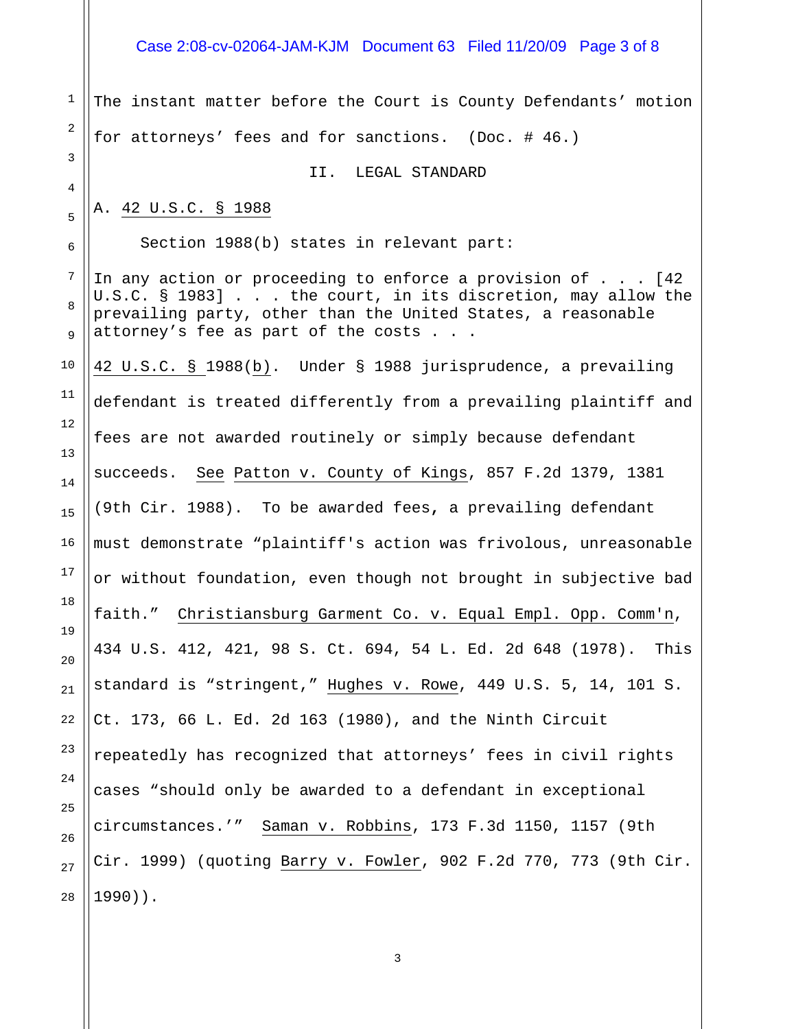The instant matter before the Court is County Defendants' motion for attorneys' fees and for sanctions. (Doc. # 46.)

## II. LEGAL STANDARD

### A. 42 U.S.C. § 1988

Section 1988(b) states in relevant part:

> In any action or proceeding to enforce a provision of . . . [42 U.S.C. § 1983] . . . the court, in its discretion, may allow the prevailing party, other than the United States, a reasonable attorney's fee as part of the costs . . .

42 U.S.C. § 1988(b). Under § 1988 jurisprudence, a prevailing defendant is treated differently from a prevailing plaintiff and fees are not awarded routinely or simply because defendant succeeds. See Patton v. County of Kings, 857 F.2d 1379, 1381 (9th Cir. 1988). To be awarded fees, a prevailing defendant must demonstrate "plaintiff's action was frivolous, unreasonable or without foundation, even though not brought in subjective bad faith." Christiansburg Garment Co. v. Equal Empl. Opp. Comm'n, 434 U.S. 412, 421, 98 S. Ct. 694, 54 L. Ed. 2d 648 (1978). This standard is "stringent," Hughes v. Rowe, 449 U.S. 5, 14, 101 S. Ct. 173, 66 L. Ed. 2d 163 (1980), and the Ninth Circuit repeatedly has recognized that attorneys' fees in civil rights cases "should only be awarded to a defendant in exceptional circumstances.'" Saman v. Robbins, 173 F.3d 1150, 1157 (9th Cir. 1999) (quoting Barry v. Fowler, 902 F.2d 770, 773 (9th Cir. 1990)).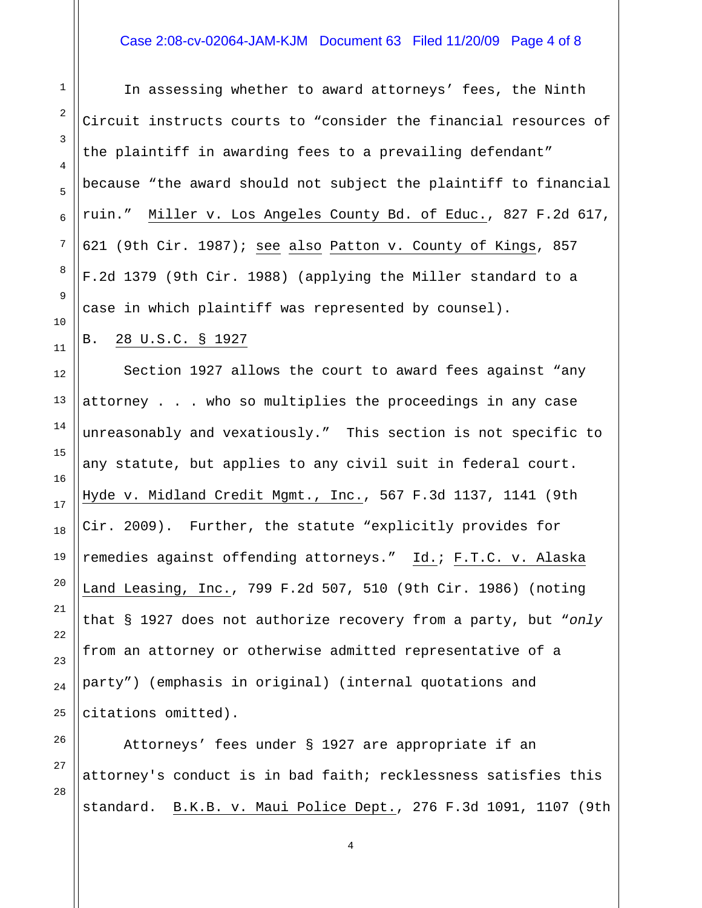In assessing whether to award attorneys' fees, the Ninth Circuit instructs courts to "consider the financial resources of the plaintiff in awarding fees to a prevailing defendant" because "the award should not subject the plaintiff to financial ruin." Miller v. Los Angeles County Bd. of Educ., 827 F.2d 617, 621 (9th Cir. 1987); see also Patton v. County of Kings, 857 F.2d 1379 (9th Cir. 1988) (applying the Miller standard to a case in which plaintiff was represented by counsel).

B. 28 U.S.C. § 1927

Section 1927 allows the court to award fees against "any attorney . . . who so multiplies the proceedings in any case unreasonably and vexatiously." This section is not specific to any statute, but applies to any civil suit in federal court. Hyde v. Midland Credit Mgmt., Inc., 567 F.3d 1137, 1141 (9th Cir. 2009). Further, the statute "explicitly provides for remedies against offending attorneys." Id.; F.T.C. v. Alaska Land Leasing, Inc., 799 F.2d 507, 510 (9th Cir. 1986) (noting that § 1927 does not authorize recovery from a party, but "*only* from an attorney or otherwise admitted representative of a party") (emphasis in original) (internal quotations and citations omitted).

Attorneys' fees under § 1927 are appropriate if an attorney's conduct is in bad faith; recklessness satisfies this standard. B.K.B. v. Maui Police Dept., 276 F.3d 1091, 1107 (9th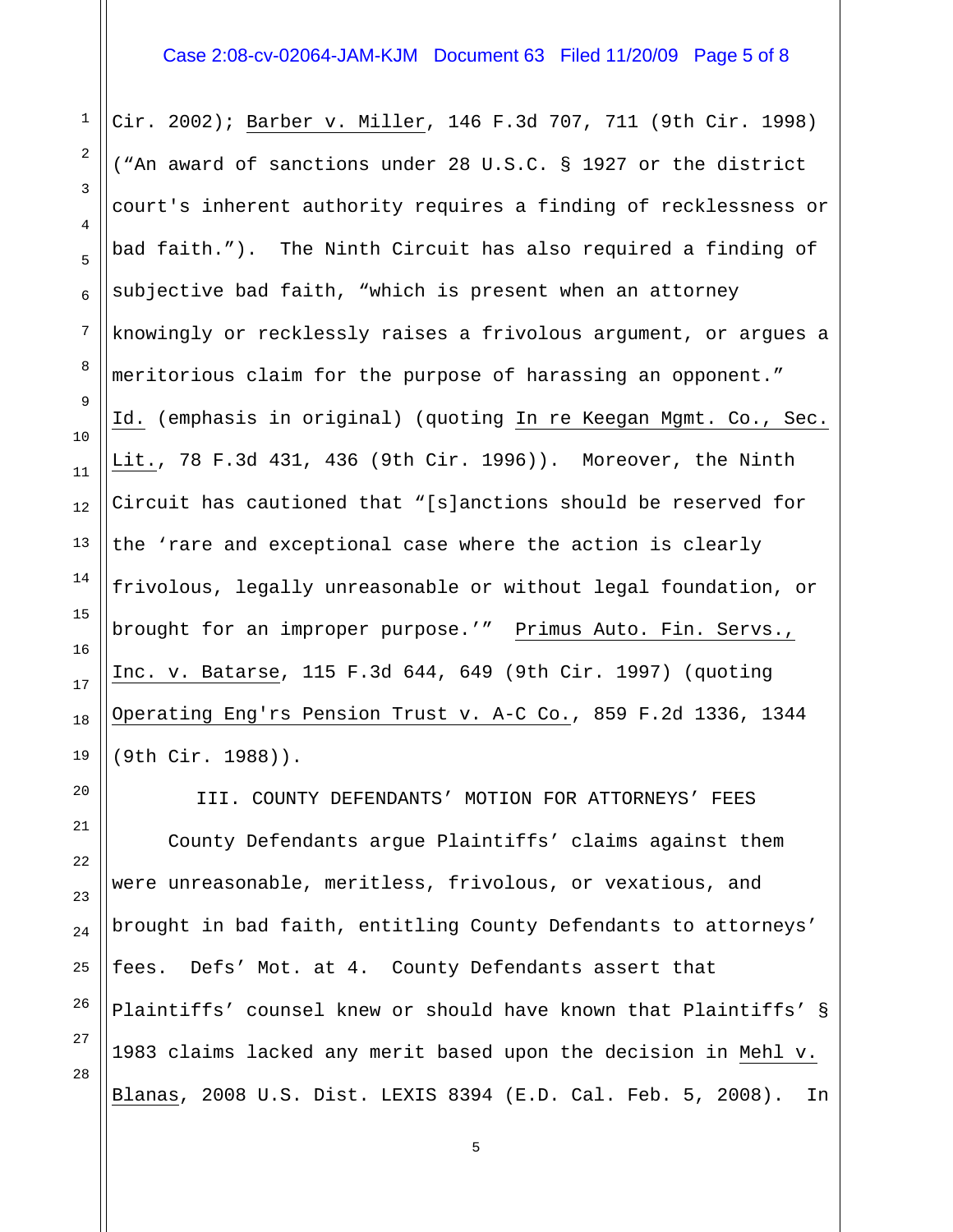Cir. 2002); Barber v. Miller, 146 F.3d 707, 711 (9th Cir. 1998) ("An award of sanctions under 28 U.S.C. § 1927 or the district court's inherent authority requires a finding of recklessness or bad faith."). The Ninth Circuit has also required a finding of subjective bad faith, "which is present when an attorney knowingly or recklessly raises a frivolous argument, or argues a meritorious claim for the purpose of harassing an opponent." Id. (emphasis in original) (quoting In re Keegan Mgmt. Co., Sec. Lit., 78 F.3d 431, 436 (9th Cir. 1996)). Moreover, the Ninth Circuit has cautioned that "[s]anctions should be reserved for the 'rare and exceptional case where the action is clearly frivolous, legally unreasonable or without legal foundation, or brought for an improper purpose.'" Primus Auto. Fin. Servs., Inc. v. Batarse, 115 F.3d 644, 649 (9th Cir. 1997) (quoting Operating Eng'rs Pension Trust v. A-C Co., 859 F.2d 1336, 1344 (9th Cir. 1988)).

## III. COUNTY DEFENDANTS' MOTION FOR ATTORNEYS' FEES

County Defendants argue Plaintiffs' claims against them were unreasonable, meritless, frivolous, or vexatious, and brought in bad faith, entitling County Defendants to attorneys' fees. Defs' Mot. at 4. County Defendants assert that Plaintiffs' counsel knew or should have known that Plaintiffs' § 1983 claims lacked any merit based upon the decision in Mehl v. Blanas, 2008 U.S. Dist. LEXIS 8394 (E.D. Cal. Feb. 5, 2008). In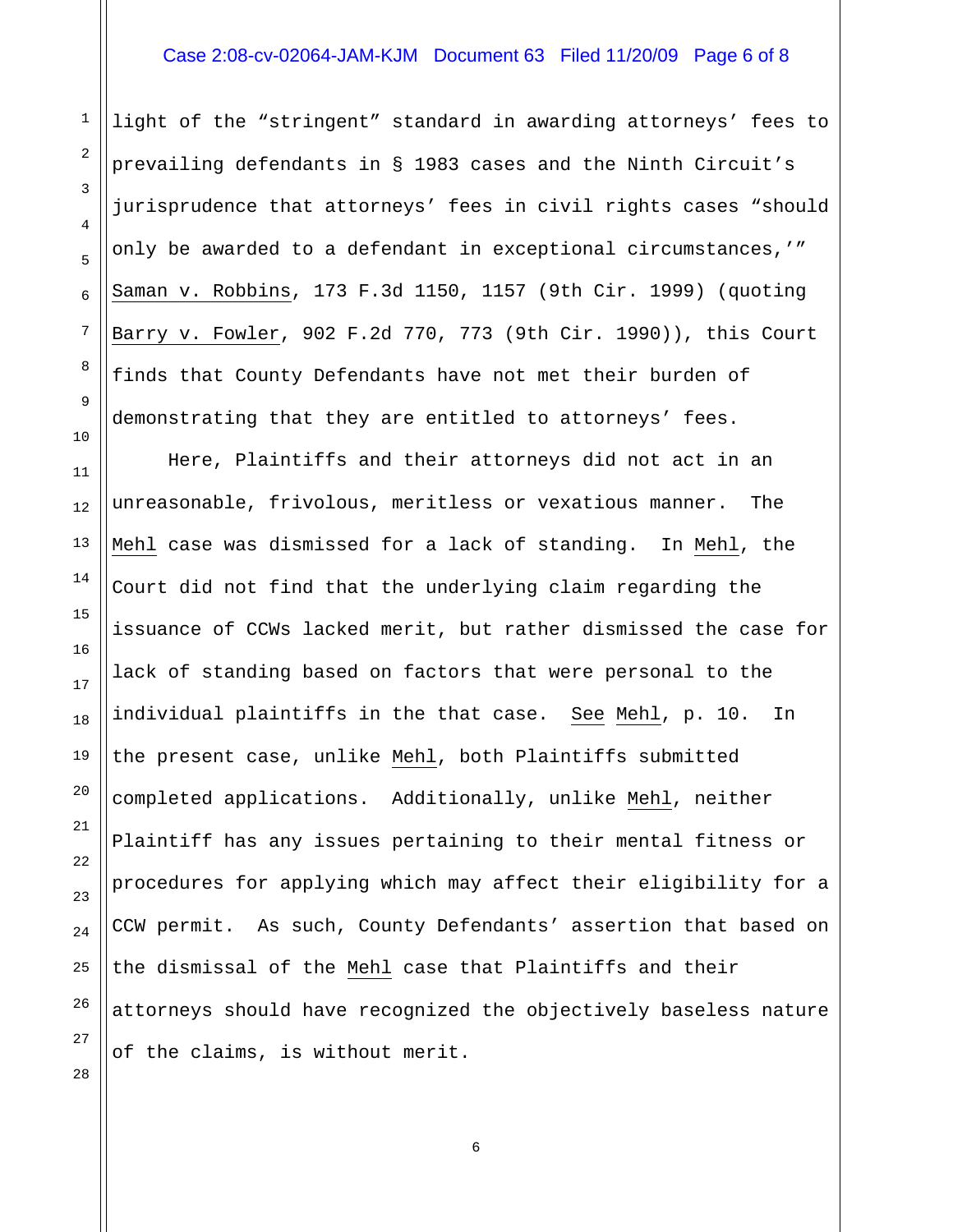light of the "stringent" standard in awarding attorneys' fees to prevailing defendants in § 1983 cases and the Ninth Circuit's jurisprudence that attorneys' fees in civil rights cases "should only be awarded to a defendant in exceptional circumstances,'" Saman v. Robbins, 173 F.3d 1150, 1157 (9th Cir. 1999) (quoting Barry v. Fowler, 902 F.2d 770, 773 (9th Cir. 1990)), this Court finds that County Defendants have not met their burden of demonstrating that they are entitled to attorneys' fees.

Here, Plaintiffs and their attorneys did not act in an unreasonable, frivolous, meritless or vexatious manner. The Mehl case was dismissed for a lack of standing. In Mehl, the Court did not find that the underlying claim regarding the issuance of CCWs lacked merit, but rather dismissed the case for lack of standing based on factors that were personal to the individual plaintiffs in the that case. See Mehl, p. 10. In the present case, unlike Mehl, both Plaintiffs submitted completed applications. Additionally, unlike Mehl, neither Plaintiff has any issues pertaining to their mental fitness or procedures for applying which may affect their eligibility for a CCW permit. As such, County Defendants' assertion that based on the dismissal of the Mehl case that Plaintiffs and their attorneys should have recognized the objectively baseless nature of the claims, is without merit.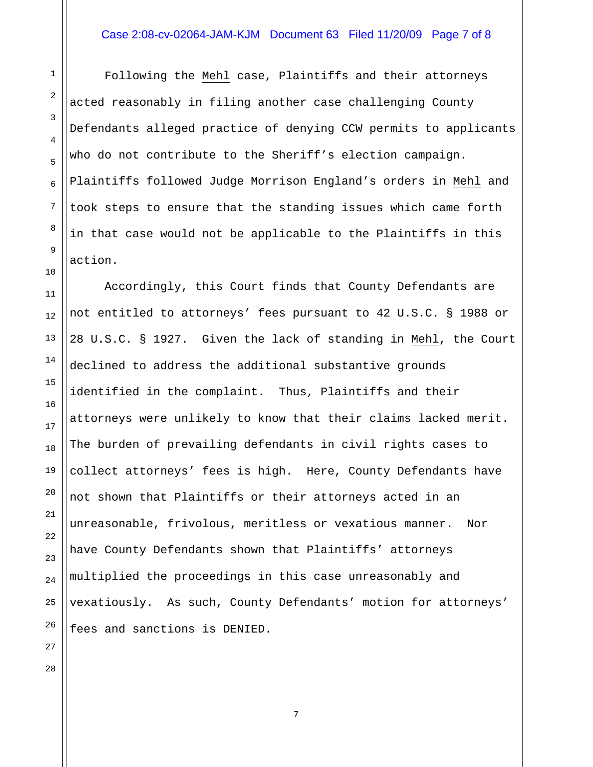Following the Mehl case, Plaintiffs and their attorneys acted reasonably in filing another case challenging County Defendants alleged practice of denying CCW permits to applicants who do not contribute to the Sheriff's election campaign. Plaintiffs followed Judge Morrison England's orders in Mehl and took steps to ensure that the standing issues which came forth in that case would not be applicable to the Plaintiffs in this action.

Accordingly, this Court finds that County Defendants are not entitled to attorneys' fees pursuant to 42 U.S.C. § 1988 or 28 U.S.C. § 1927. Given the lack of standing in Mehl, the Court declined to address the additional substantive grounds identified in the complaint. Thus, Plaintiffs and their attorneys were unlikely to know that their claims lacked merit. The burden of prevailing defendants in civil rights cases to collect attorneys' fees is high. Here, County Defendants have not shown that Plaintiffs or their attorneys acted in an unreasonable, frivolous, meritless or vexatious manner. Nor have County Defendants shown that Plaintiffs' attorneys multiplied the proceedings in this case unreasonably and vexatiously. As such, County Defendants' motion for attorneys' fees and sanctions is DENIED.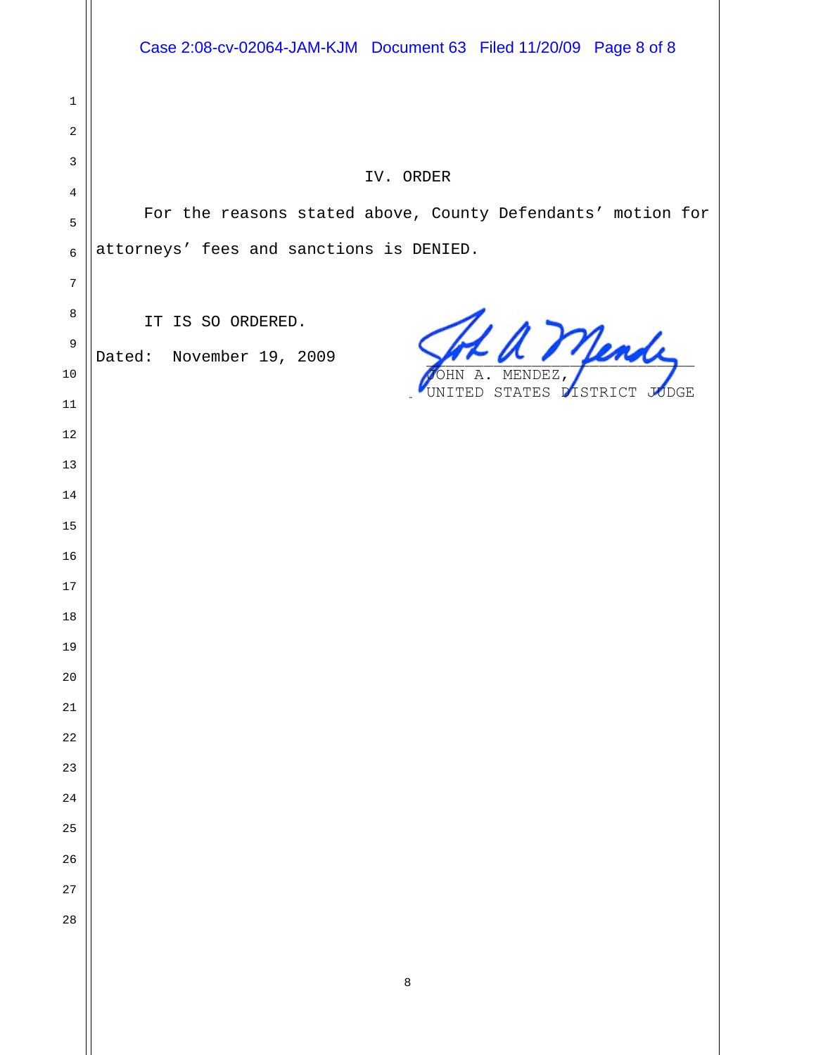## IV. ORDER

For the reasons stated above, County Defendants' motion for attorneys' fees and sanctions is DENIED.

IT IS SO ORDERED.

Dated: November 19, 2009

JOHN A. MENDEZ,
UNITED STATES DISTRICT JUDGE